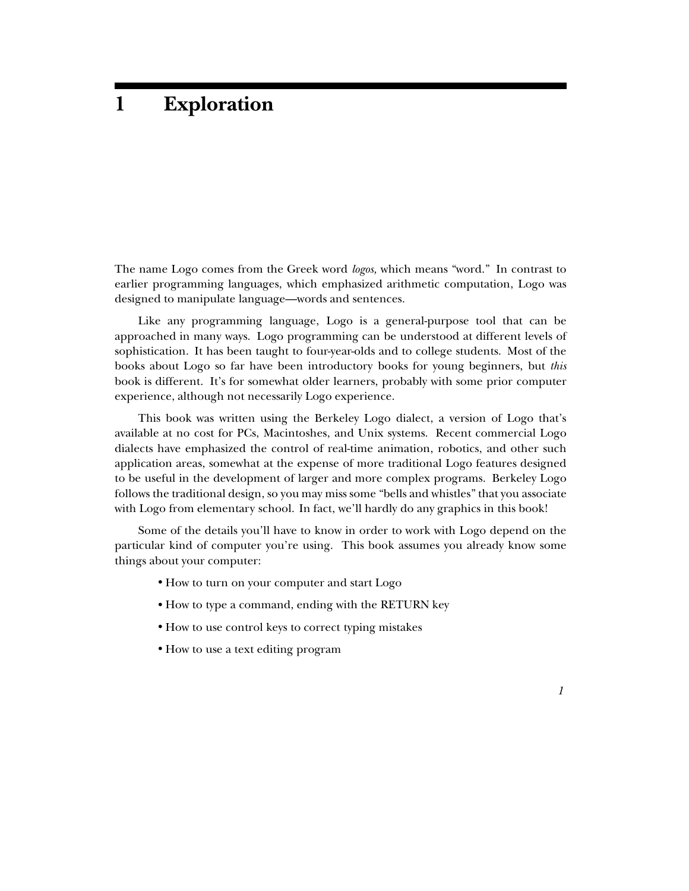# 1 Exploration

The name Logo comes from the Greek word *logos,* which means "word." In contrast to earlier programming languages, which emphasized arithmetic computation, Logo was designed to manipulate language—words and sentences.

Like any programming language, Logo is a general-purpose tool that can be approached in many ways. Logo programming can be understood at different levels of sophistication. It has been taught to four-year-olds and to college students. Most of the books about Logo so far have been introductory books for young beginners, but *this* book is different. It's for somewhat older learners, probably with some prior computer experience, although not necessarily Logo experience.

This book was written using the Berkeley Logo dialect, a version of Logo that's available at no cost for PCs, Macintoshes, and Unix systems. Recent commercial Logo dialects have emphasized the control of real-time animation, robotics, and other such application areas, somewhat at the expense of more traditional Logo features designed to be useful in the development of larger and more complex programs. Berkeley Logo follows the traditional design, so you may miss some "bells and whistles" that you associate with Logo from elementary school. In fact, we'll hardly do any graphics in this book!

Some of the details you'll have to know in order to work with Logo depend on the particular kind of computer you're using. This book assumes you already know some things about your computer:

- How to turn on your computer and start Logo
- How to type a command, ending with the RETURN key
- How to use control keys to correct typing mistakes
- How to use a text editing program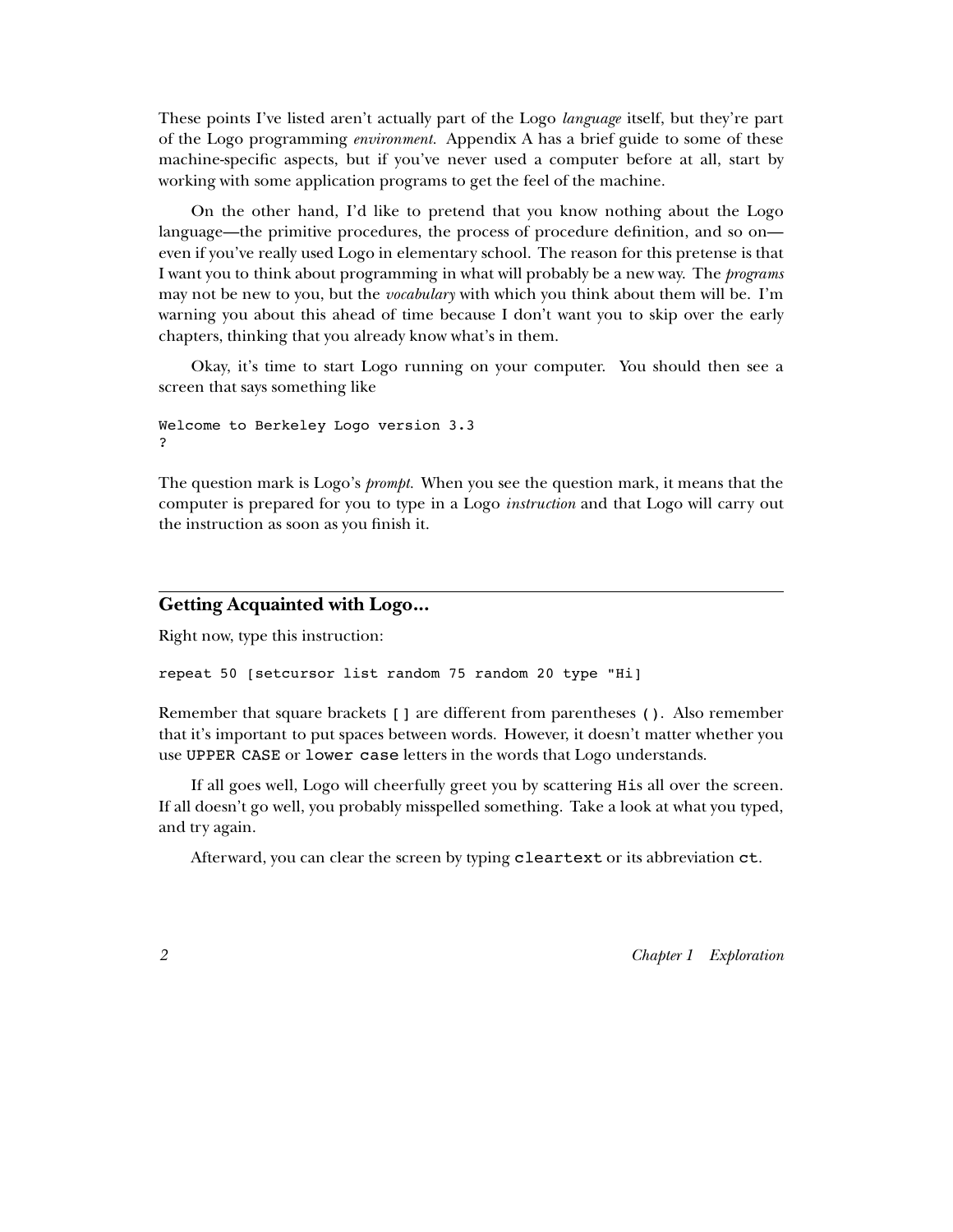These points I've listed aren't actually part of the Logo *language* itself, but they're part of the Logo programming *environment.* Appendix A has a brief guide to some of these machine-specific aspects, but if you've never used a computer before at all, start by working with some application programs to get the feel of the machine.

On the other hand, I'd like to pretend that you know nothing about the Logo language—the primitive procedures, the process of procedure definition, and so on—even if you've really used Logo in elementary school. The reason for this pretense is that I want you to think about programming in what will probably be a new way. The *programs* may not be new to you, but the *vocabulary* with which you think about them will be. I'm warning you about this ahead of time because I don't want you to skip over the early chapters, thinking that you already know what's in them.

Okay, it's time to start Logo running on your computer. You should then see a screen that says something like

```
Welcome to Berkeley Logo version 3.3
?
```

The question mark is Logo's *prompt.* When you see the question mark, it means that the computer is prepared for you to type in a Logo *instruction* and that Logo will carry out the instruction as soon as you finish it.

## Getting Acquainted with Logo...

Right now, type this instruction:

```
repeat 50 [setcursor list random 75 random 20 type "Hi]
```

Remember that square brackets `[]` are different from parentheses `()`. Also remember that it's important to put spaces between words. However, it doesn't matter whether you use `UPPER CASE` or `lower case` letters in the words that Logo understands.

If all goes well, Logo will cheerfully greet you by scattering `Hi`s all over the screen. If all doesn't go well, you probably misspelled something. Take a look at what you typed, and try again.

Afterward, you can clear the screen by typing `cleartext` or its abbreviation `ct`.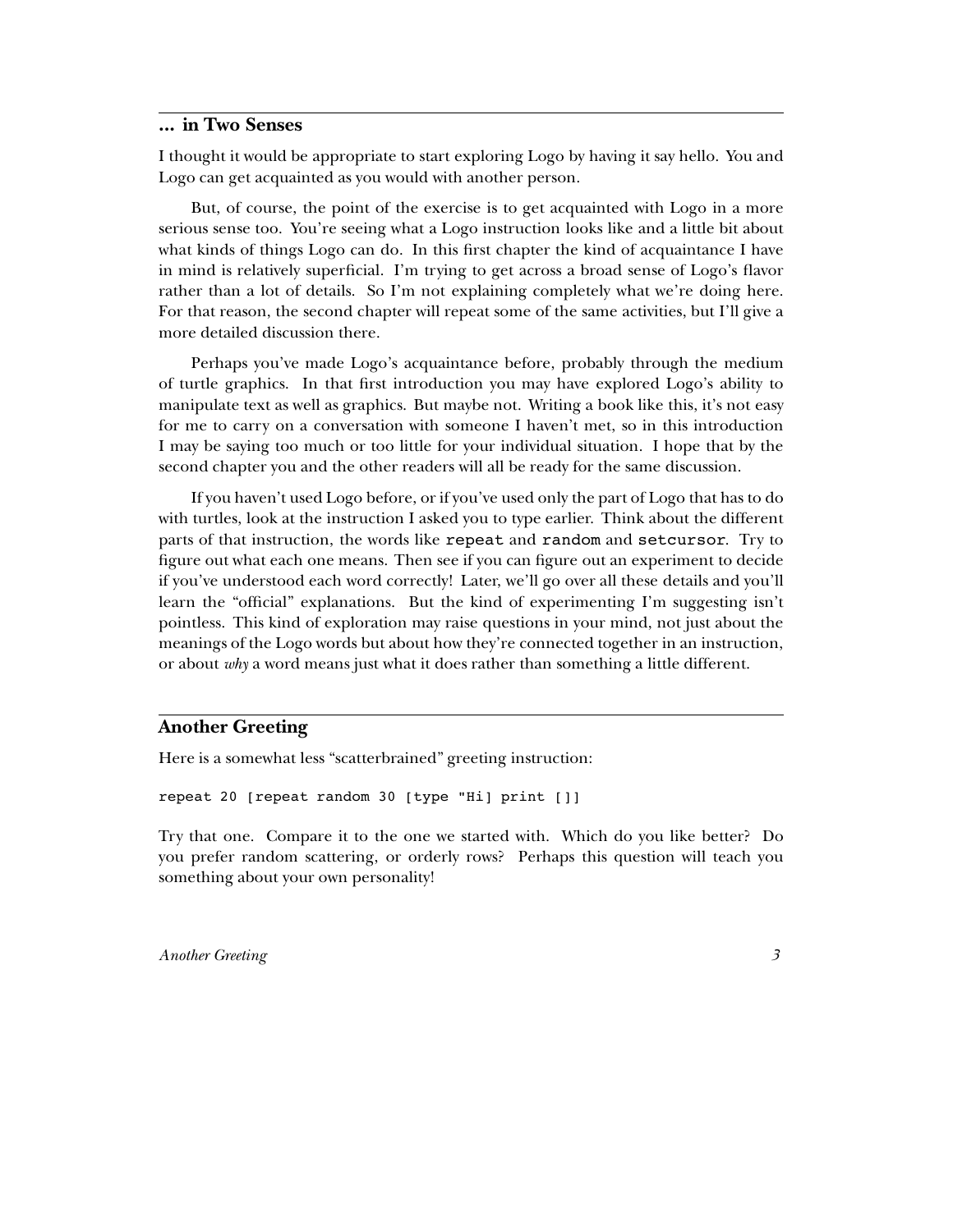## ... in Two Senses

I thought it would be appropriate to start exploring Logo by having it say hello. You and Logo can get acquainted as you would with another person.

But, of course, the point of the exercise is to get acquainted with Logo in a more serious sense too. You're seeing what a Logo instruction looks like and a little bit about what kinds of things Logo can do. In this first chapter the kind of acquaintance I have in mind is relatively superficial. I'm trying to get across a broad sense of Logo's flavor rather than a lot of details. So I'm not explaining completely what we're doing here. For that reason, the second chapter will repeat some of the same activities, but I'll give a more detailed discussion there.

Perhaps you've made Logo's acquaintance before, probably through the medium of turtle graphics. In that first introduction you may have explored Logo's ability to manipulate text as well as graphics. But maybe not. Writing a book like this, it's not easy for me to carry on a conversation with someone I haven't met, so in this introduction I may be saying too much or too little for your individual situation. I hope that by the second chapter you and the other readers will all be ready for the same discussion.

If you haven't used Logo before, or if you've used only the part of Logo that has to do with turtles, look at the instruction I asked you to type earlier. Think about the different parts of that instruction, the words like `repeat` and `random` and `setcursor`. Try to figure out what each one means. Then see if you can figure out an experiment to decide if you've understood each word correctly! Later, we'll go over all these details and you'll learn the "official" explanations. But the kind of experimenting I'm suggesting isn't pointless. This kind of exploration may raise questions in your mind, not just about the meanings of the Logo words but about how they're connected together in an instruction, or about *why* a word means just what it does rather than something a little different.

## Another Greeting

Here is a somewhat less "scatterbrained" greeting instruction:

```
repeat 20 [repeat random 30 [type "Hi] print []]
```

Try that one. Compare it to the one we started with. Which do you like better? Do you prefer random scattering, or orderly rows? Perhaps this question will teach you something about your own personality!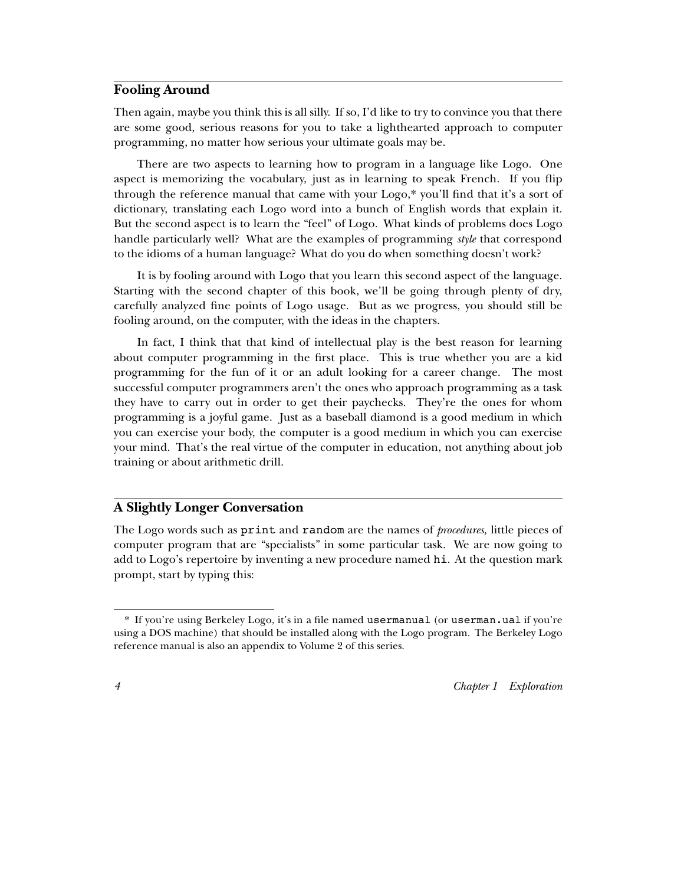## Fooling Around

Then again, maybe you think this is all silly. If so, I'd like to try to convince you that there are some good, serious reasons for you to take a lighthearted approach to computer programming, no matter how serious your ultimate goals may be.

There are two aspects to learning how to program in a language like Logo. One aspect is memorizing the vocabulary, just as in learning to speak French. If you flip through the reference manual that came with your Logo,* you'll find that it's a sort of dictionary, translating each Logo word into a bunch of English words that explain it. But the second aspect is to learn the "feel" of Logo. What kinds of problems does Logo handle particularly well? What are the examples of programming *style* that correspond to the idioms of a human language? What do you do when something doesn't work?

It is by fooling around with Logo that you learn this second aspect of the language. Starting with the second chapter of this book, we'll be going through plenty of dry, carefully analyzed fine points of Logo usage. But as we progress, you should still be fooling around, on the computer, with the ideas in the chapters.

In fact, I think that that kind of intellectual play is the best reason for learning about computer programming in the first place. This is true whether you are a kid programming for the fun of it or an adult looking for a career change. The most successful computer programmers aren't the ones who approach programming as a task they have to carry out in order to get their paychecks. They're the ones for whom programming is a joyful game. Just as a baseball diamond is a good medium in which you can exercise your body, the computer is a good medium in which you can exercise your mind. That's the real virtue of the computer in education, not anything about job training or about arithmetic drill.

## A Slightly Longer Conversation

The Logo words such as `print` and `random` are the names of *procedures,* little pieces of computer program that are "specialists" in some particular task. We are now going to add to Logo's repertoire by inventing a new procedure named `hi`. At the question mark prompt, start by typing this:

---

* If you're using Berkeley Logo, it's in a file named `usermanual` (or `userman.ual` if you're using a DOS machine) that should be installed along with the Logo program. The Berkeley Logo reference manual is also an appendix to Volume 2 of this series.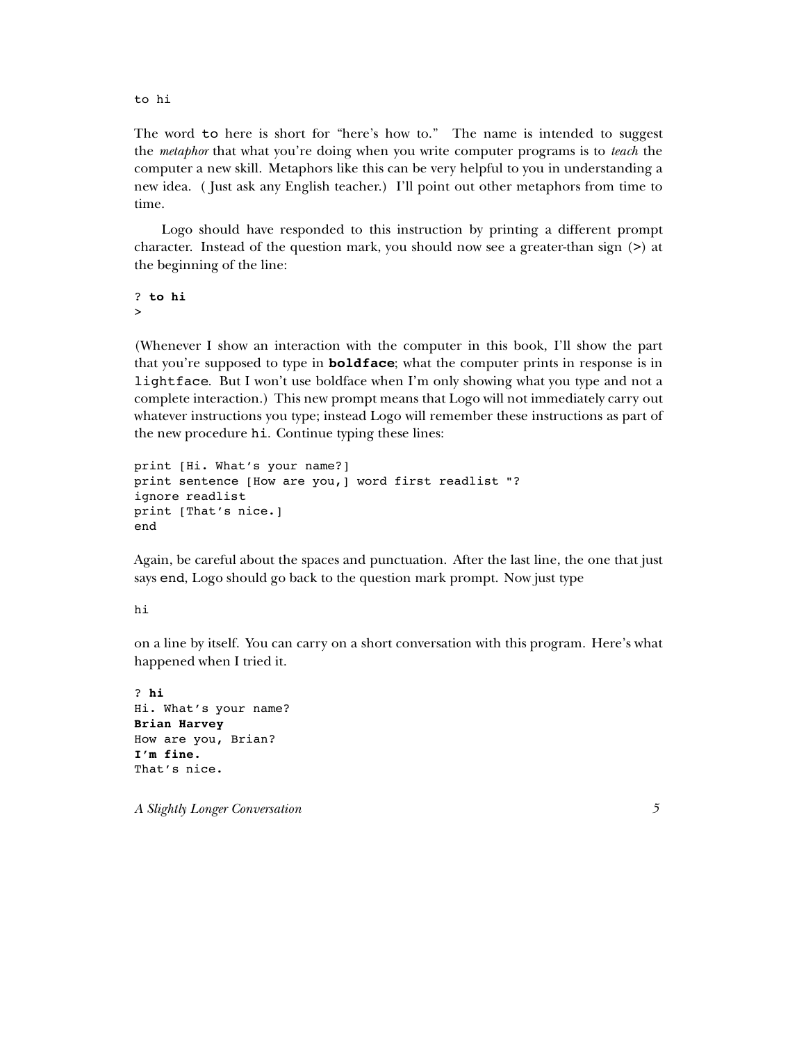```
to hi
```

The word `to` here is short for "here's how to." The name is intended to suggest the *metaphor* that what you're doing when you write computer programs is to *teach* the computer a new skill. Metaphors like this can be very helpful to you in understanding a new idea. ( Just ask any English teacher.) I'll point out other metaphors from time to time.

Logo should have responded to this instruction by printing a different prompt character. Instead of the question mark, you should now see a greater-than sign (`>`) at the beginning of the line:

```
? to hi
>
```

(Whenever I show an interaction with the computer in this book, I'll show the part that you're supposed to type in **`boldface`**; what the computer prints in response is in `lightface`. But I won't use boldface when I'm only showing what you type and not a complete interaction.) This new prompt means that Logo will not immediately carry out whatever instructions you type; instead Logo will remember these instructions as part of the new procedure `hi`. Continue typing these lines:

```
print [Hi. What's your name?]
print sentence [How are you,] word first readlist "?
ignore readlist
print [That's nice.]
end
```

Again, be careful about the spaces and punctuation. After the last line, the one that just says `end`, Logo should go back to the question mark prompt. Now just type

```
hi
```

on a line by itself. You can carry on a short conversation with this program. Here's what happened when I tried it.

```
? hi
Hi. What's your name?
Brian Harvey
How are you, Brian?
I'm fine.
That's nice.
```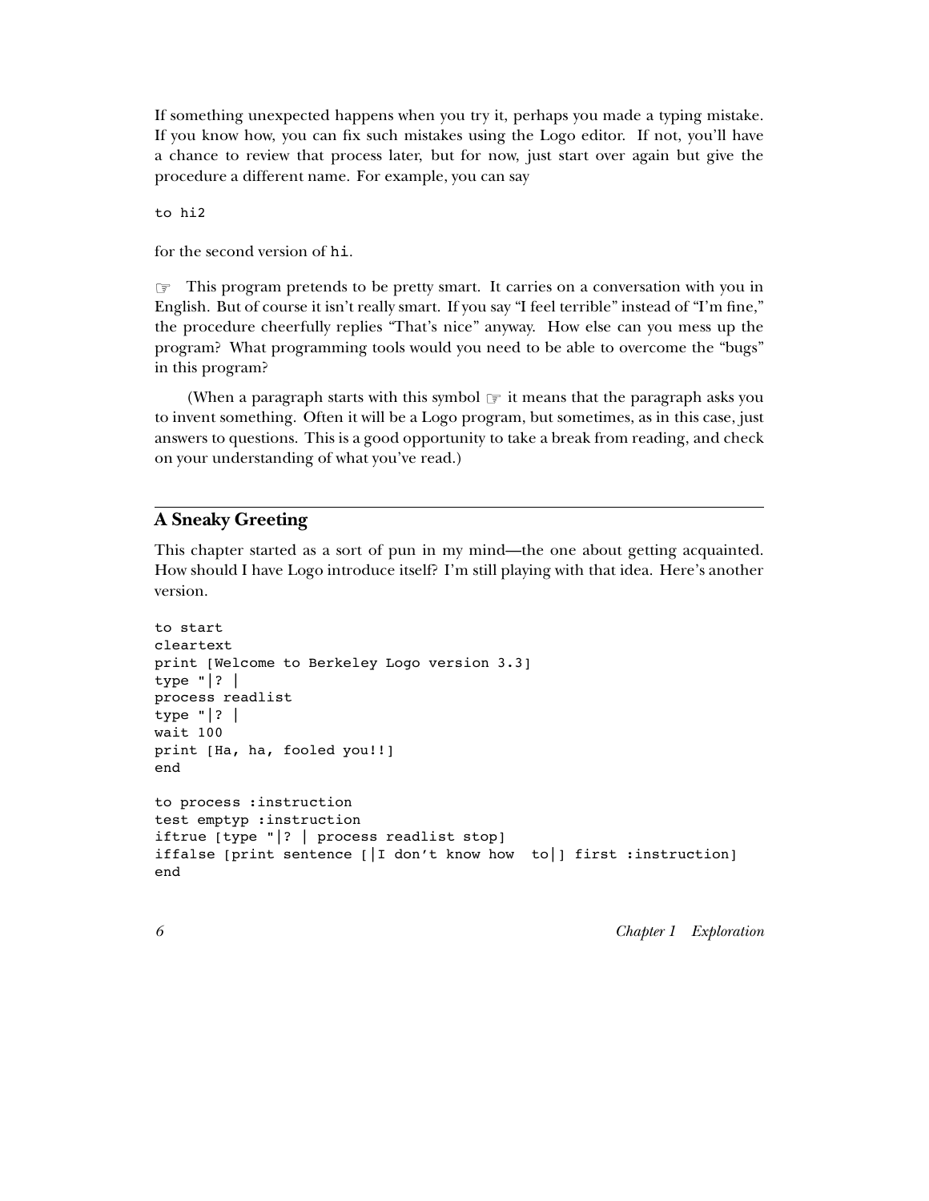If something unexpected happens when you try it, perhaps you made a typing mistake. If you know how, you can fix such mistakes using the Logo editor. If not, you'll have a chance to review that process later, but for now, just start over again but give the procedure a different name. For example, you can say

```
to hi2
```

for the second version of `hi`.

☞ This program pretends to be pretty smart. It carries on a conversation with you in English. But of course it isn't really smart. If you say "I feel terrible" instead of "I'm fine," the procedure cheerfully replies "That's nice" anyway. How else can you mess up the program? What programming tools would you need to be able to overcome the "bugs" in this program?

(When a paragraph starts with this symbol ☞ it means that the paragraph asks you to invent something. Often it will be a Logo program, but sometimes, as in this case, just answers to questions. This is a good opportunity to take a break from reading, and check on your understanding of what you've read.)

## A Sneaky Greeting

This chapter started as a sort of pun in my mind—the one about getting acquainted. How should I have Logo introduce itself? I'm still playing with that idea. Here's another version.

```
to start
cleartext
print [Welcome to Berkeley Logo version 3.3]
type "|? |
process readlist
type "|? |
wait 100
print [Ha, ha, fooled you!!]
end

to process :instruction
test emptyp :instruction
iftrue [type "|? | process readlist stop]
iffalse [print sentence [|I don't know how  to|] first :instruction]
end
```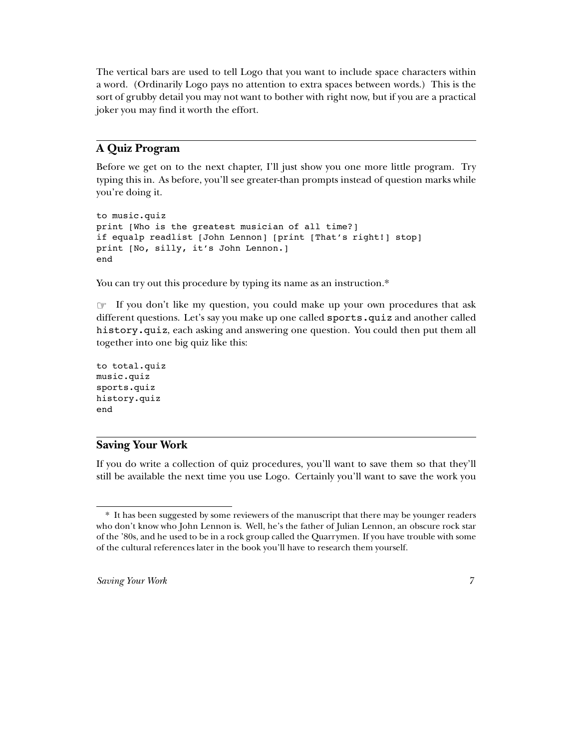The vertical bars are used to tell Logo that you want to include space characters within a word. (Ordinarily Logo pays no attention to extra spaces between words.) This is the sort of grubby detail you may not want to bother with right now, but if you are a practical joker you may find it worth the effort.

## A Quiz Program

Before we get on to the next chapter, I'll just show you one more little program. Try typing this in. As before, you'll see greater-than prompts instead of question marks while you're doing it.

```
to music.quiz
print [Who is the greatest musician of all time?]
if equalp readlist [John Lennon] [print [That's right!] stop]
print [No, silly, it's John Lennon.]
end
```

You can try out this procedure by typing its name as an instruction.*

☞ If you don't like my question, you could make up your own procedures that ask different questions. Let's say you make up one called `sports.quiz` and another called `history.quiz`, each asking and answering one question. You could then put them all together into one big quiz like this:

```
to total.quiz
music.quiz
sports.quiz
history.quiz
end
```

## Saving Your Work

If you do write a collection of quiz procedures, you'll want to save them so that they'll still be available the next time you use Logo. Certainly you'll want to save the work you

---

\* It has been suggested by some reviewers of the manuscript that there may be younger readers who don't know who John Lennon is. Well, he's the father of Julian Lennon, an obscure rock star of the '80s, and he used to be in a rock group called the Quarrymen. If you have trouble with some of the cultural references later in the book you'll have to research them yourself.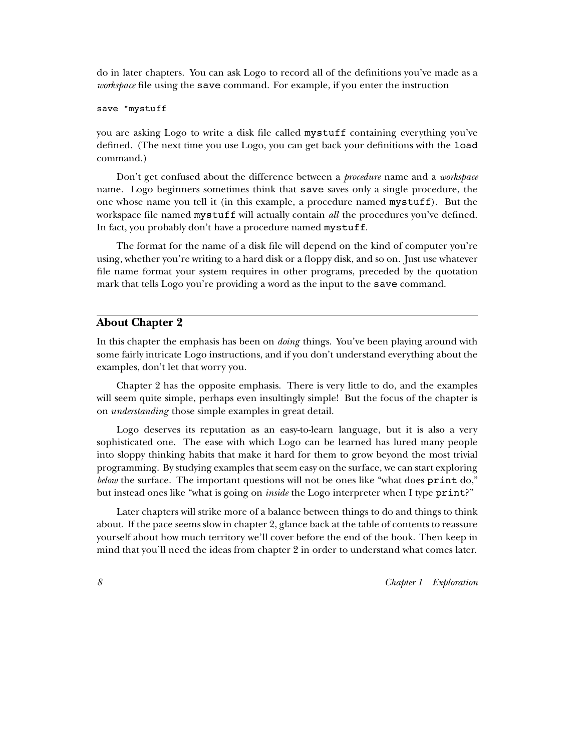do in later chapters. You can ask Logo to record all of the definitions you've made as a *workspace* file using the `save` command. For example, if you enter the instruction

```
save "mystuff
```

you are asking Logo to write a disk file called `mystuff` containing everything you've defined. (The next time you use Logo, you can get back your definitions with the `load` command.)

Don't get confused about the difference between a *procedure* name and a *workspace* name. Logo beginners sometimes think that `save` saves only a single procedure, the one whose name you tell it (in this example, a procedure named `mystuff`). But the workspace file named `mystuff` will actually contain *all* the procedures you've defined. In fact, you probably don't have a procedure named `mystuff`.

The format for the name of a disk file will depend on the kind of computer you're using, whether you're writing to a hard disk or a floppy disk, and so on. Just use whatever file name format your system requires in other programs, preceded by the quotation mark that tells Logo you're providing a word as the input to the `save` command.

## About Chapter 2

In this chapter the emphasis has been on *doing* things. You've been playing around with some fairly intricate Logo instructions, and if you don't understand everything about the examples, don't let that worry you.

Chapter 2 has the opposite emphasis. There is very little to do, and the examples will seem quite simple, perhaps even insultingly simple! But the focus of the chapter is on *understanding* those simple examples in great detail.

Logo deserves its reputation as an easy-to-learn language, but it is also a very sophisticated one. The ease with which Logo can be learned has lured many people into sloppy thinking habits that make it hard for them to grow beyond the most trivial programming. By studying examples that seem easy on the surface, we can start exploring *below* the surface. The important questions will not be ones like "what does `print` do," but instead ones like "what is going on *inside* the Logo interpreter when I type `print`?"

Later chapters will strike more of a balance between things to do and things to think about. If the pace seems slow in chapter 2, glance back at the table of contents to reassure yourself about how much territory we'll cover before the end of the book. Then keep in mind that you'll need the ideas from chapter 2 in order to understand what comes later.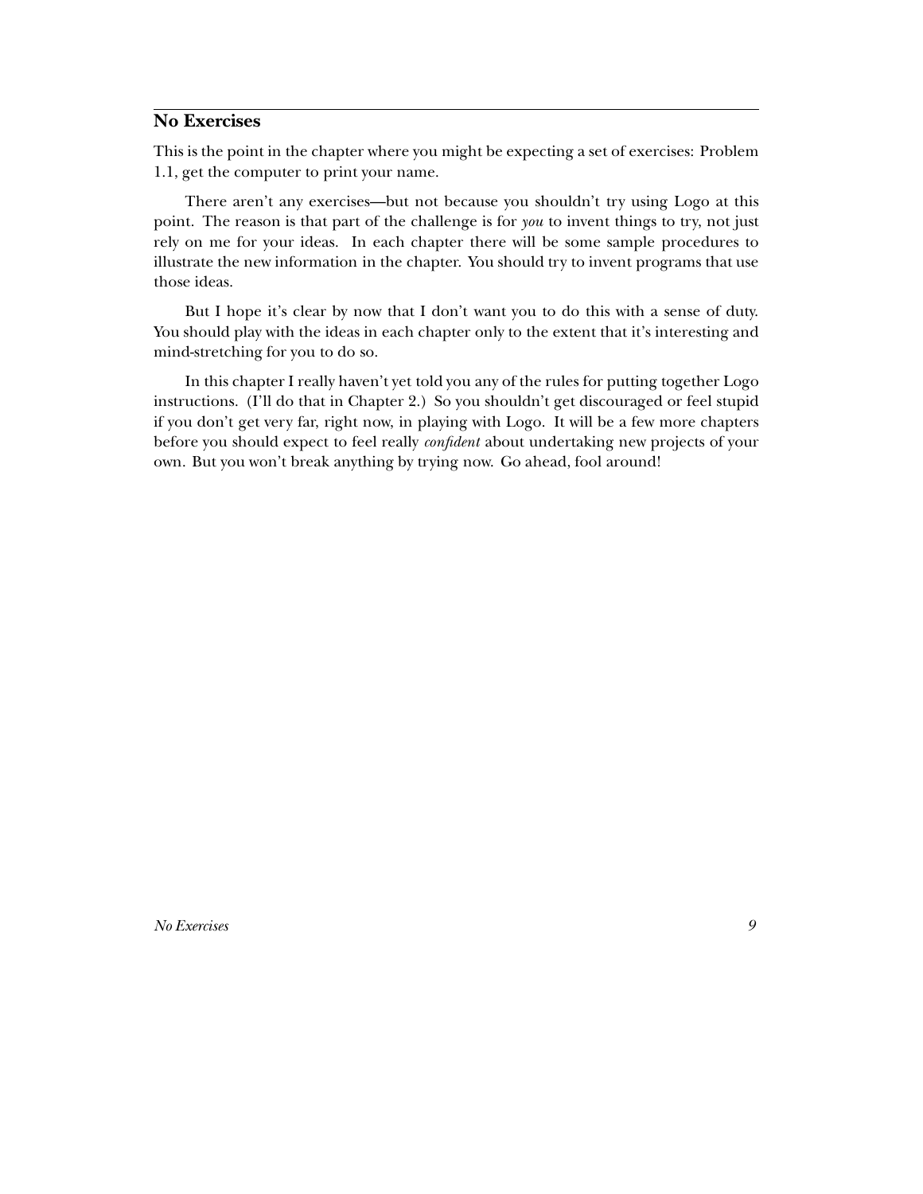## No Exercises

This is the point in the chapter where you might be expecting a set of exercises: Problem 1.1, get the computer to print your name.

There aren't any exercises—but not because you shouldn't try using Logo at this point. The reason is that part of the challenge is for *you* to invent things to try, not just rely on me for your ideas. In each chapter there will be some sample procedures to illustrate the new information in the chapter. You should try to invent programs that use those ideas.

But I hope it's clear by now that I don't want you to do this with a sense of duty. You should play with the ideas in each chapter only to the extent that it's interesting and mind-stretching for you to do so.

In this chapter I really haven't yet told you any of the rules for putting together Logo instructions. (I'll do that in Chapter 2.) So you shouldn't get discouraged or feel stupid if you don't get very far, right now, in playing with Logo. It will be a few more chapters before you should expect to feel really *confident* about undertaking new projects of your own. But you won't break anything by trying now. Go ahead, fool around!